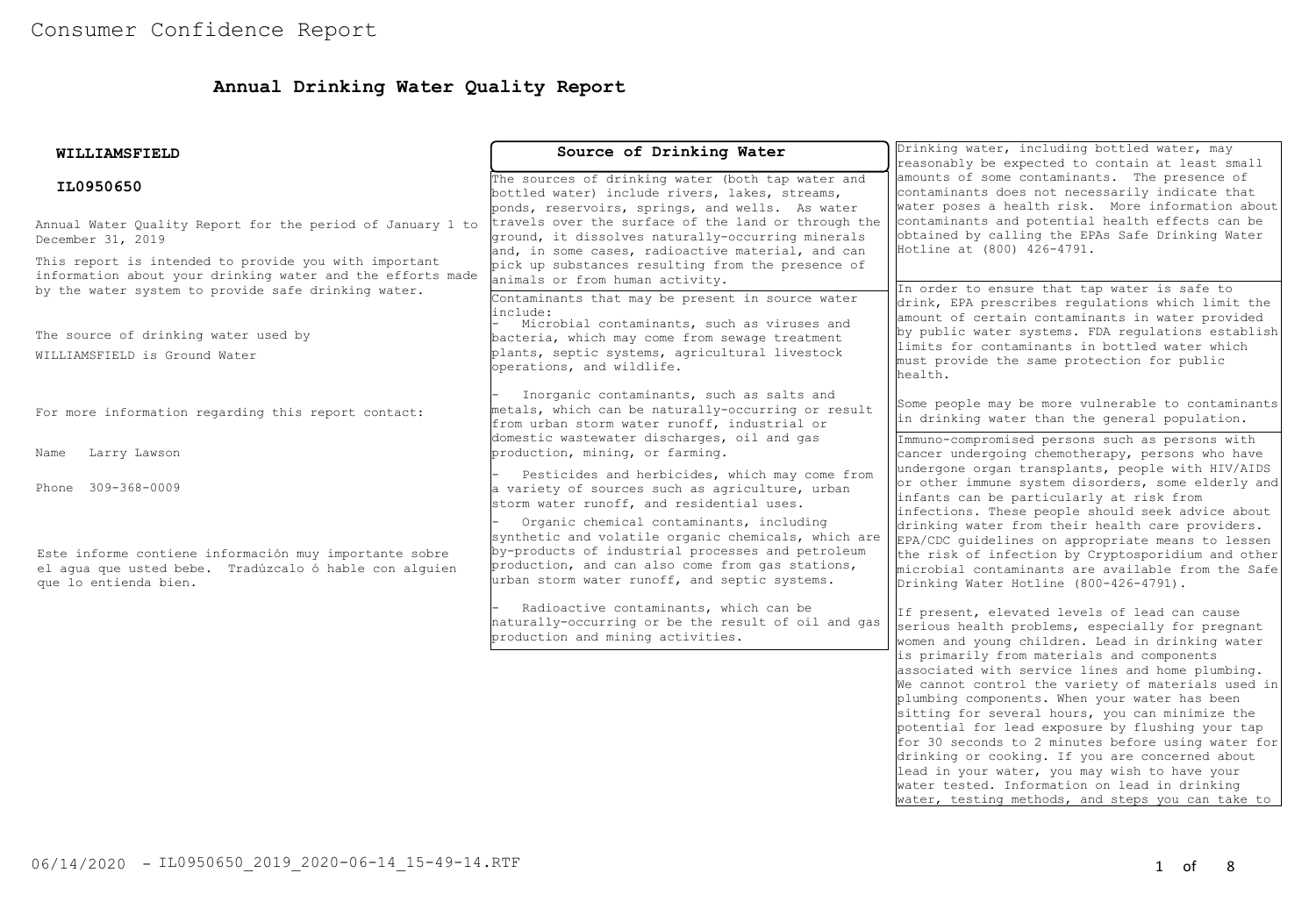# Consumer Confidence Report

## Annual Drinking Water Quality Report

**WILLIAMSFIELD**

**IL0950650**

Annual Water Quality Report for the period of January 1 to December 31, 2019

This report is intended to provide you with important information about your drinking water and the efforts made by the water system to provide safe drinking water.

The source of drinking water used by WILLIAMSFIELD is Ground Water

For more information regarding this report contact:

Name Larry Lawson

Phone 309-368-0009

Este informe contiene información muy importante sobre el agua que usted bebe. Tradúzcalo ó hable con alguien que lo entienda bien.

### Source of Drinking Water

The sources of drinking water (both tap water and bottled water) include rivers, lakes, streams, ponds, reservoirs, springs, and wells. As water travels over the surface of the land or through the ground, it dissolves naturally-occurring minerals and, in some cases, radioactive material, and can pick up substances resulting from the presence of animals or from human activity.

Contaminants that may be present in source water include:

- Microbial contaminants, such as viruses and bacteria, which may come from sewage treatment plants, septic systems, agricultural livestock operations, and wildlife.
- Inorganic contaminants, such as salts and metals, which can be naturally-occurring or result from urban storm water runoff, industrial or domestic wastewater discharges, oil and gas production, mining, or farming.
- Pesticides and herbicides, which may come from a variety of sources such as agriculture, urban storm water runoff, and residential uses.
- Organic chemical contaminants, including synthetic and volatile organic chemicals, which are by-products of industrial processes and petroleum production, and can also come from gas stations, urban storm water runoff, and septic systems.
- Radioactive contaminants, which can be naturally-occurring or be the result of oil and gas production and mining activities.

Drinking water, including bottled water, may reasonably be expected to contain at least small amounts of some contaminants. The presence of contaminants does not necessarily indicate that water poses a health risk. More information about contaminants and potential health effects can be obtained by calling the EPAs Safe Drinking Water Hotline at (800) 426-4791.

In order to ensure that tap water is safe to drink, EPA prescribes regulations which limit the amount of certain contaminants in water provided by public water systems. FDA regulations establish limits for contaminants in bottled water which must provide the same protection for public health.

Some people may be more vulnerable to contaminants in drinking water than the general population.

Immuno-compromised persons such as persons with cancer undergoing chemotherapy, persons who have undergone organ transplants, people with HIV/AIDS or other immune system disorders, some elderly and infants can be particularly at risk from infections. These people should seek advice about drinking water from their health care providers. EPA/CDC guidelines on appropriate means to lessen the risk of infection by Cryptosporidium and other microbial contaminants are available from the Safe Drinking Water Hotline (800-426-4791).

If present, elevated levels of lead can cause serious health problems, especially for pregnant women and young children. Lead in drinking water is primarily from materials and components associated with service lines and home plumbing. We cannot control the variety of materials used in plumbing components. When your water has been sitting for several hours, you can minimize the potential for lead exposure by flushing your tap for 30 seconds to 2 minutes before using water for drinking or cooking. If you are concerned about lead in your water, you may wish to have your water tested. Information on lead in drinking water, testing methods, and steps you can take to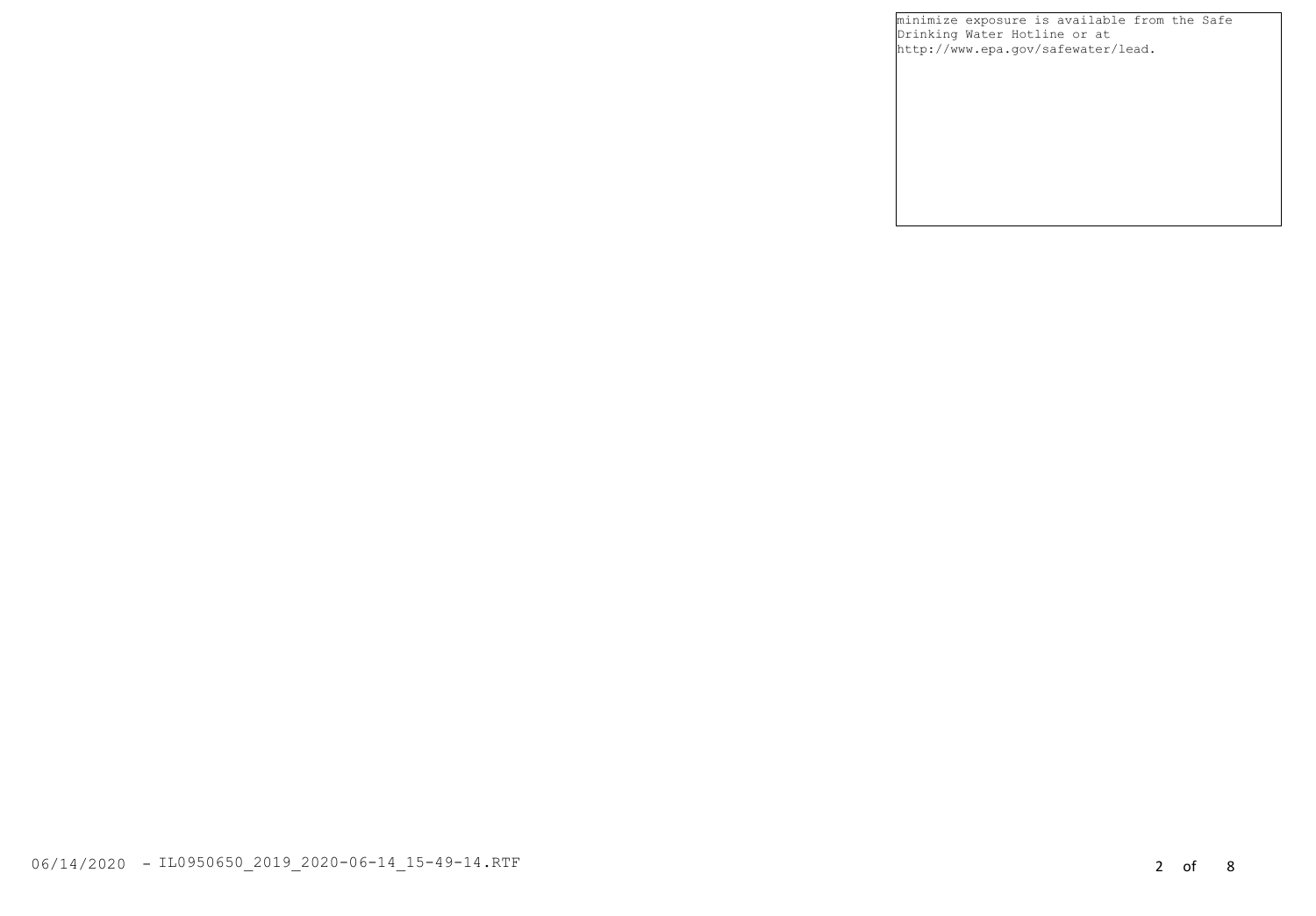minimize exposure is available from the Safe Drinking Water Hotline or at http://www.epa.gov/safewater/lead.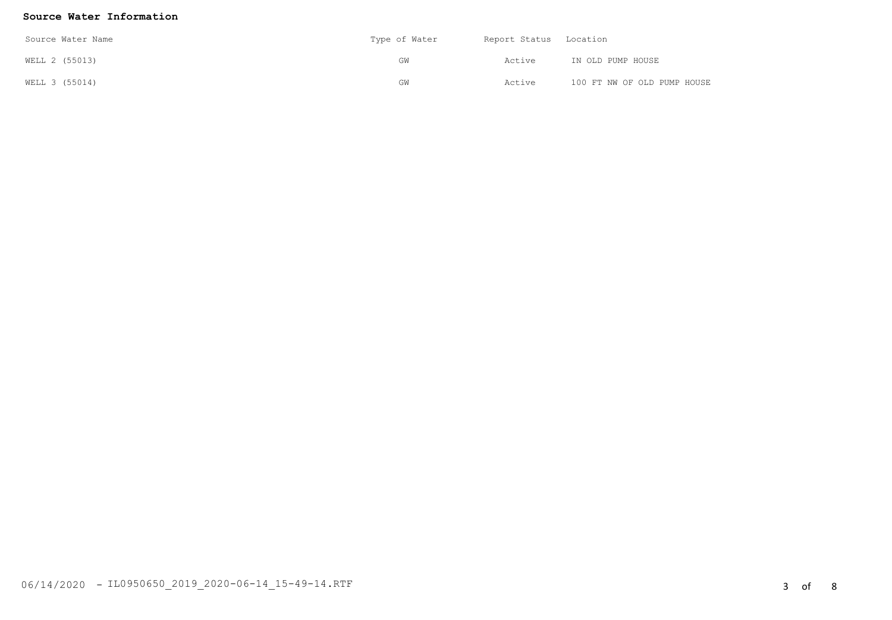**Source Water Information**

| Source Water Name | Type of Water | Report Status | Location |
|---|---|---|---|
| WELL 2 (55013) | GW | Active | IN OLD PUMP HOUSE |
| WELL 3 (55014) | GW | Active | 100 FT NW OF OLD PUMP HOUSE |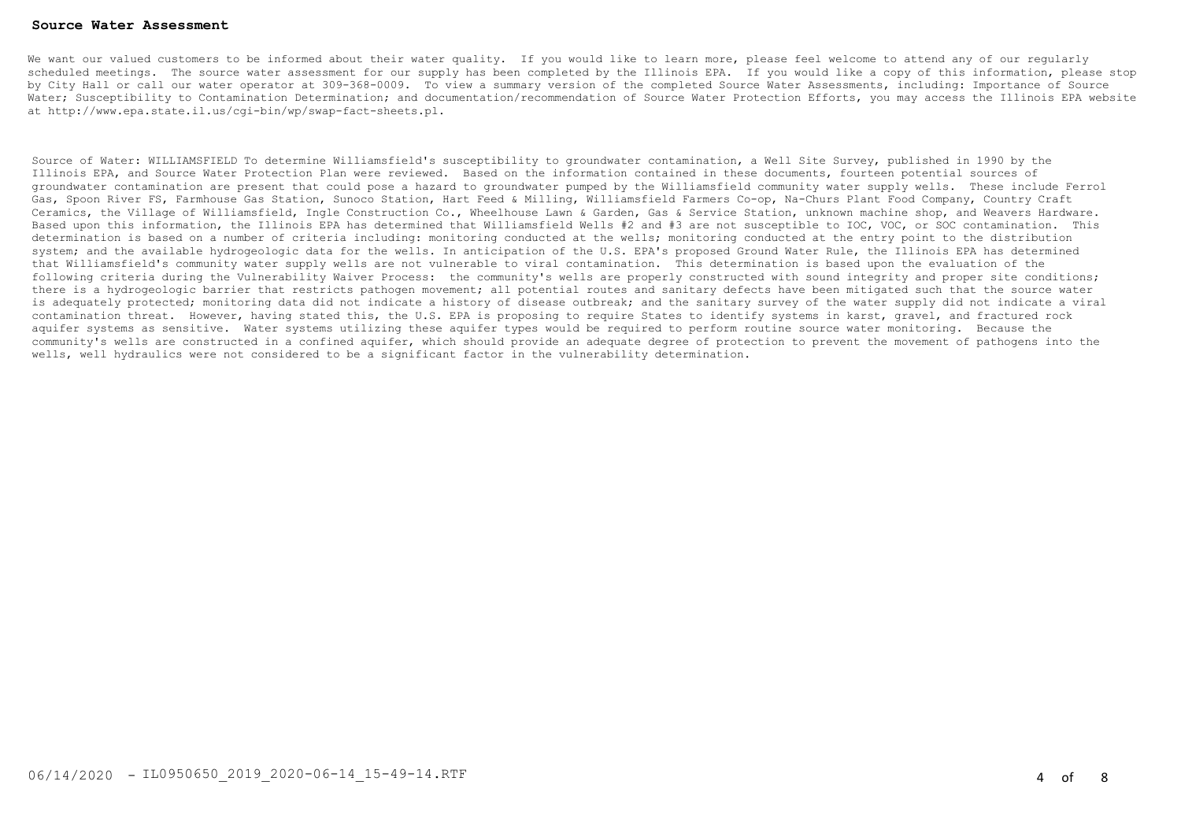## Source Water Assessment

We want our valued customers to be informed about their water quality. If you would like to learn more, please feel welcome to attend any of our regularly scheduled meetings. The source water assessment for our supply has been completed by the Illinois EPA. If you would like a copy of this information, please stop by City Hall or call our water operator at 309-368-0009. To view a summary version of the completed Source Water Assessments, including: Importance of Source Water; Susceptibility to Contamination Determination; and documentation/recommendation of Source Water Protection Efforts, you may access the Illinois EPA website at http://www.epa.state.il.us/cgi-bin/wp/swap-fact-sheets.pl.

Source of Water: WILLIAMSFIELD To determine Williamsfield's susceptibility to groundwater contamination, a Well Site Survey, published in 1990 by the Illinois EPA, and Source Water Protection Plan were reviewed. Based on the information contained in these documents, fourteen potential sources of groundwater contamination are present that could pose a hazard to groundwater pumped by the Williamsfield community water supply wells. These include Ferrol Gas, Spoon River FS, Farmhouse Gas Station, Sunoco Station, Hart Feed & Milling, Williamsfield Farmers Co-op, Na-Churs Plant Food Company, Country Craft Ceramics, the Village of Williamsfield, Ingle Construction Co., Wheelhouse Lawn & Garden, Gas & Service Station, unknown machine shop, and Weavers Hardware. Based upon this information, the Illinois EPA has determined that Williamsfield Wells #2 and #3 are not susceptible to IOC, VOC, or SOC contamination. This determination is based on a number of criteria including: monitoring conducted at the wells; monitoring conducted at the entry point to the distribution system; and the available hydrogeologic data for the wells. In anticipation of the U.S. EPA's proposed Ground Water Rule, the Illinois EPA has determined that Williamsfield's community water supply wells are not vulnerable to viral contamination. This determination is based upon the evaluation of the following criteria during the Vulnerability Waiver Process: the community's wells are properly constructed with sound integrity and proper site conditions; there is a hydrogeologic barrier that restricts pathogen movement; all potential routes and sanitary defects have been mitigated such that the source water is adequately protected; monitoring data did not indicate a history of disease outbreak; and the sanitary survey of the water supply did not indicate a viral contamination threat. However, having stated this, the U.S. EPA is proposing to require States to identify systems in karst, gravel, and fractured rock aquifer systems as sensitive. Water systems utilizing these aquifer types would be required to perform routine source water monitoring. Because the community's wells are constructed in a confined aquifer, which should provide an adequate degree of protection to prevent the movement of pathogens into the wells, well hydraulics were not considered to be a significant factor in the vulnerability determination.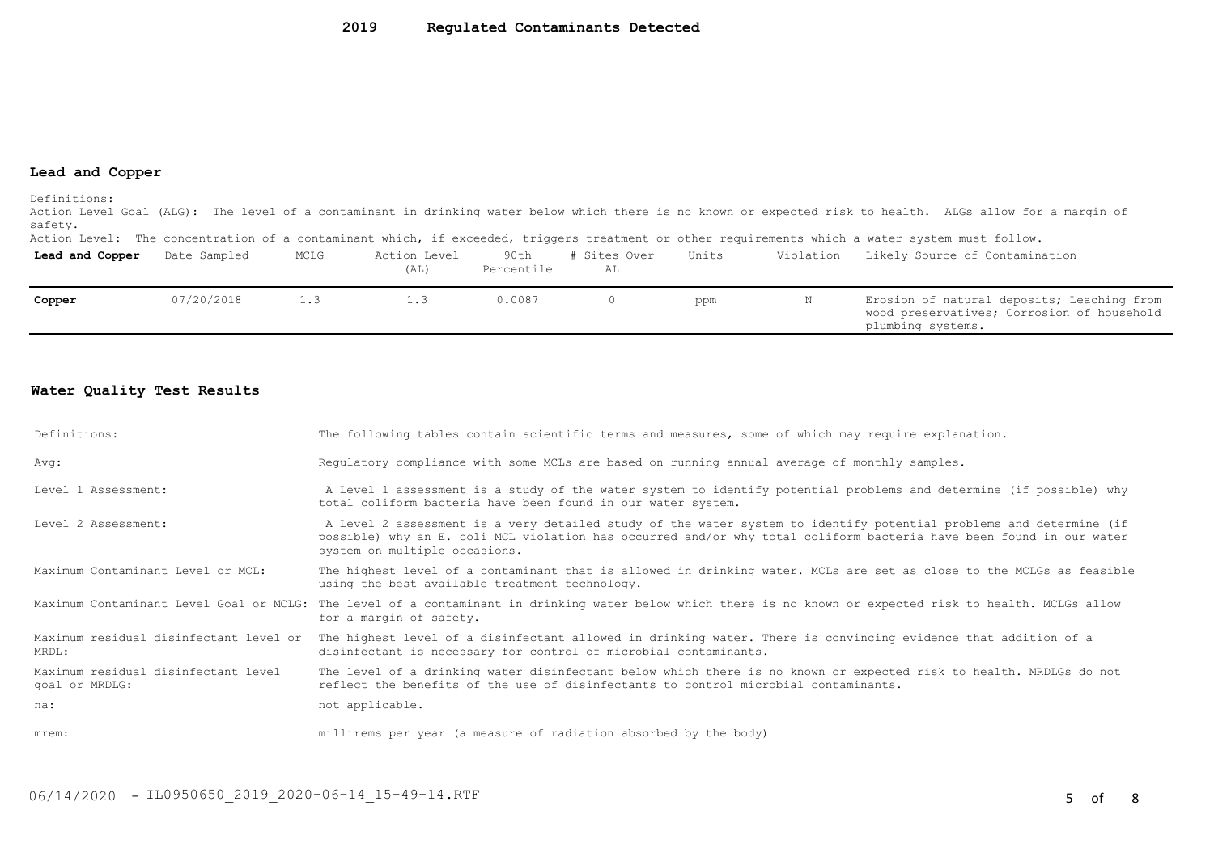# 2019 Regulated Contaminants Detected

## Lead and Copper

Definitions:

Action Level Goal (ALG): The level of a contaminant in drinking water below which there is no known or expected risk to health. ALGs allow for a margin of safety.

Action Level: The concentration of a contaminant which, if exceeded, triggers treatment or other requirements which a water system must follow.

| Lead and Copper | Date Sampled | MCLG | Action Level (AL) | 90th Percentile | # Sites Over AL | Units | Violation | Likely Source of Contamination |
|---|---|---|---|---|---|---|---|---|
| **Copper** | 07/20/2018 | 1.3 | 1.3 | 0.0087 | 0 | ppm | N | Erosion of natural deposits; Leaching from wood preservatives; Corrosion of household plumbing systems. |

## Water Quality Test Results

| | |
|---|---|
| Definitions: | The following tables contain scientific terms and measures, some of which may require explanation. |
| Avg: | Regulatory compliance with some MCLs are based on running annual average of monthly samples. |
| Level 1 Assessment: | A Level 1 assessment is a study of the water system to identify potential problems and determine (if possible) why total coliform bacteria have been found in our water system. |
| Level 2 Assessment: | A Level 2 assessment is a very detailed study of the water system to identify potential problems and determine (if possible) why an E. coli MCL violation has occurred and/or why total coliform bacteria have been found in our water system on multiple occasions. |
| Maximum Contaminant Level or MCL: | The highest level of a contaminant that is allowed in drinking water. MCLs are set as close to the MCLGs as feasible using the best available treatment technology. |
| Maximum Contaminant Level Goal or MCLG: | The level of a contaminant in drinking water below which there is no known or expected risk to health. MCLGs allow for a margin of safety. |
| Maximum residual disinfectant level or MRDL: | The highest level of a disinfectant allowed in drinking water. There is convincing evidence that addition of a disinfectant is necessary for control of microbial contaminants. |
| Maximum residual disinfectant level goal or MRDLG: | The level of a drinking water disinfectant below which there is no known or expected risk to health. MRDLGs do not reflect the benefits of the use of disinfectants to control microbial contaminants. |
| na: | not applicable. |
| mrem: | millirems per year (a measure of radiation absorbed by the body) |

06/14/2020 - IL0950650_2019_2020-06-14_15-49-14.RTF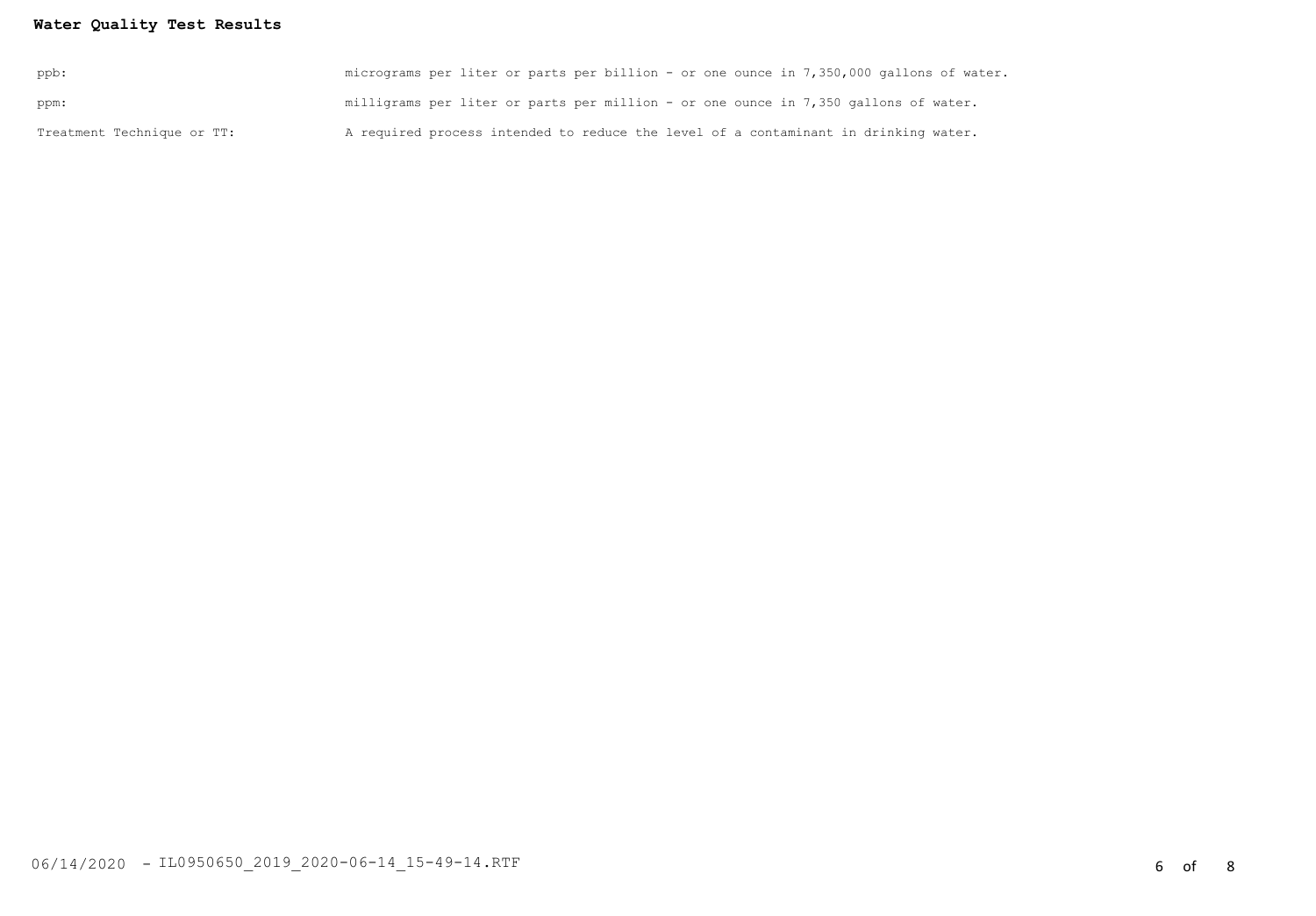**Water Quality Test Results**

| | |
|---|---|
| ppb: | micrograms per liter or parts per billion - or one ounce in 7,350,000 gallons of water. |
| ppm: | milligrams per liter or parts per million - or one ounce in 7,350 gallons of water. |
| Treatment Technique or TT: | A required process intended to reduce the level of a contaminant in drinking water. |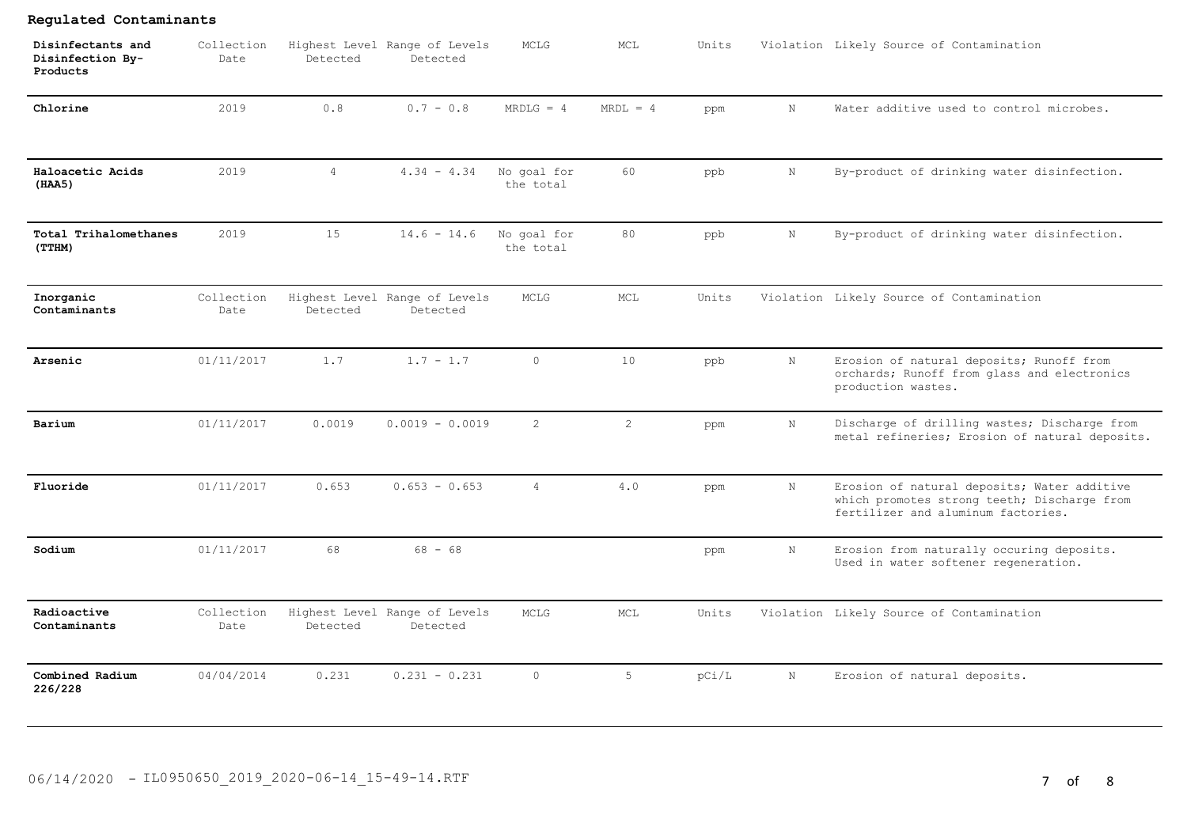**Regulated Contaminants**

| Disinfectants and Disinfection By-Products | Collection Date | Highest Level Detected | Range of Levels Detected | MCLG | MCL | Units | Violation | Likely Source of Contamination |
|---|---|---|---|---|---|---|---|---|
| **Chlorine** | 2019 | 0.8 | 0.7 - 0.8 | MRDLG = 4 | MRDL = 4 | ppm | N | Water additive used to control microbes. |
| **Haloacetic Acids (HAA5)** | 2019 | 4 | 4.34 - 4.34 | No goal for the total | 60 | ppb | N | By-product of drinking water disinfection. |
| **Total Trihalomethanes (TTHM)** | 2019 | 15 | 14.6 - 14.6 | No goal for the total | 80 | ppb | N | By-product of drinking water disinfection. |

| Inorganic Contaminants | Collection Date | Highest Level Detected | Range of Levels Detected | MCLG | MCL | Units | Violation | Likely Source of Contamination |
|---|---|---|---|---|---|---|---|---|
| **Arsenic** | 01/11/2017 | 1.7 | 1.7 - 1.7 | 0 | 10 | ppb | N | Erosion of natural deposits; Runoff from orchards; Runoff from glass and electronics production wastes. |
| **Barium** | 01/11/2017 | 0.0019 | 0.0019 - 0.0019 | 2 | 2 | ppm | N | Discharge of drilling wastes; Discharge from metal refineries; Erosion of natural deposits. |
| **Fluoride** | 01/11/2017 | 0.653 | 0.653 - 0.653 | 4 | 4.0 | ppm | N | Erosion of natural deposits; Water additive which promotes strong teeth; Discharge from fertilizer and aluminum factories. |
| **Sodium** | 01/11/2017 | 68 | 68 - 68 | | | ppm | N | Erosion from naturally occuring deposits. Used in water softener regeneration. |

| Radioactive Contaminants | Collection Date | Highest Level Detected | Range of Levels Detected | MCLG | MCL | Units | Violation | Likely Source of Contamination |
|---|---|---|---|---|---|---|---|---|
| **Combined Radium 226/228** | 04/04/2014 | 0.231 | 0.231 - 0.231 | 0 | 5 | pCi/L | N | Erosion of natural deposits. |